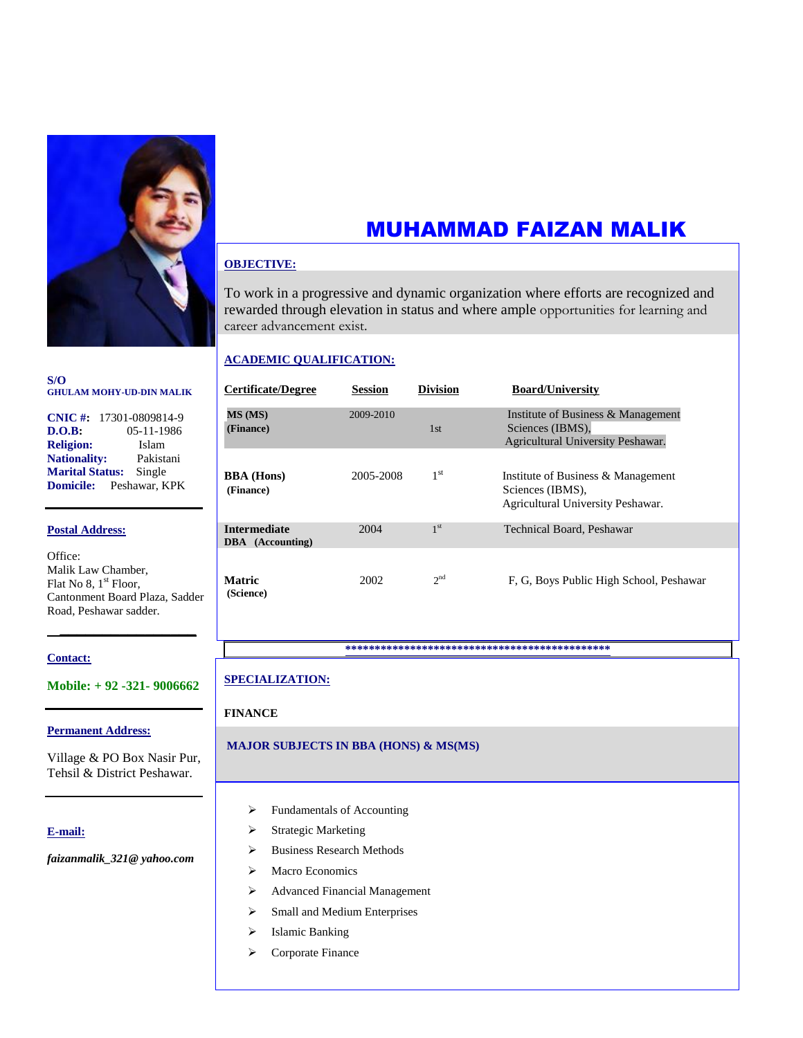# MUHAMMAD FAIZAN MALIK

**S/O**
**GHULAM MOHY-UD-DIN MALIK**

**CNIC #:** 17301-0809814-9
**D.O.B:** 05-11-1986
**Religion:** Islam
**Nationality:** Pakistani
**Marital Status:** Single
**Domicile:** Peshawar, KPK

**Postal Address:**

Office:
Malik Law Chamber,
Flat No 8, 1st Floor,
Cantonment Board Plaza, Sadder Road, Peshawar sadder.

**Contact:**

**Mobile: + 92 -321- 9006662**

**Permanent Address:**

Village & PO Box Nasir Pur,
Tehsil & District Peshawar.

**E-mail:**

***faizanmalik_321@ yahoo.com***

## OBJECTIVE:

To work in a progressive and dynamic organization where efforts are recognized and rewarded through elevation in status and where ample opportunities for learning and career advancement exist.

## ACADEMIC QUALIFICATION:

| Certificate/Degree | Session | Division | Board/University |
|---|---|---|---|
| **MS (MS)** **(Finance)** | 2009-2010 | 1st | Institute of Business & Management Sciences (IBMS), Agricultural University Peshawar. |
| **BBA (Hons)** **(Finance)** | 2005-2008 | 1st | Institute of Business & Management Sciences (IBMS), Agricultural University Peshawar. |
| **Intermediate** **DBA (Accounting)** | 2004 | 1st | Technical Board, Peshawar |
| **Matric** **(Science)** | 2002 | 2nd | F, G, Boys Public High School, Peshawar |

**********************************************

## SPECIALIZATION:

**FINANCE**

**MAJOR SUBJECTS IN BBA (HONS) & MS(MS)**

- Fundamentals of Accounting
- Strategic Marketing
- Business Research Methods
- Macro Economics
- Advanced Financial Management
- Small and Medium Enterprises
- Islamic Banking
- Corporate Finance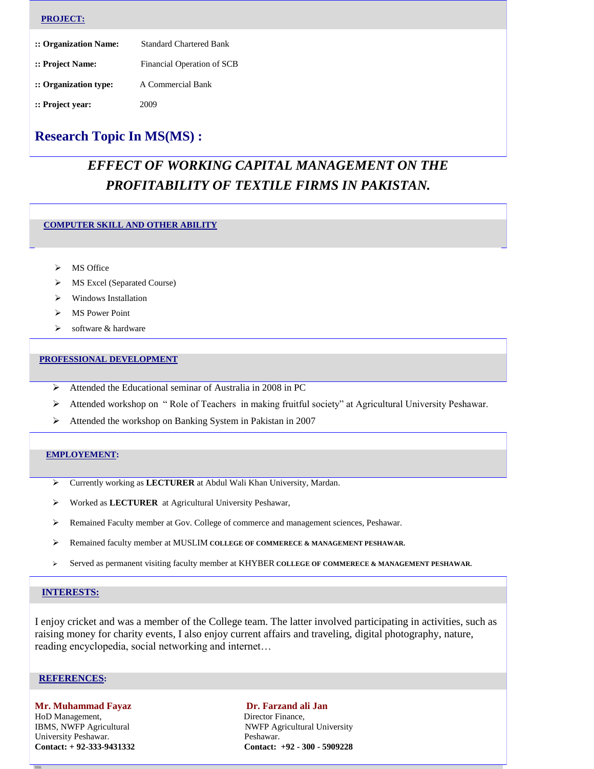## PROJECT:

**:: Organization Name:** Standard Chartered Bank

**:: Project Name:** Financial Operation of SCB

**:: Organization type:** A Commercial Bank

**:: Project year:** 2009

## Research Topic In MS(MS) :

***EFFECT OF WORKING CAPITAL MANAGEMENT ON THE PROFITABILITY OF TEXTILE FIRMS IN PAKISTAN.***

## COMPUTER SKILL AND OTHER ABILITY

- MS Office
- MS Excel (Separated Course)
- Windows Installation
- MS Power Point
- software & hardware

## PROFESSIONAL DEVELOPMENT

- Attended the Educational seminar of Australia in 2008 in PC
- Attended workshop on " Role of Teachers in making fruitful society" at Agricultural University Peshawar.
- Attended the workshop on Banking System in Pakistan in 2007

## EMPLOYEMENT:

- Currently working as **LECTURER** at Abdul Wali Khan University, Mardan.
- Worked as **LECTURER** at Agricultural University Peshawar,
- Remained Faculty member at Gov. College of commerce and management sciences, Peshawar.
- Remained faculty member at MUSLIM **COLLEGE OF COMMERECE & MANAGEMENT PESHAWAR.**
- Served as permanent visiting faculty member at KHYBER **COLLEGE OF COMMERECE & MANAGEMENT PESHAWAR.**

## INTERESTS:

I enjoy cricket and was a member of the College team. The latter involved participating in activities, such as raising money for charity events, I also enjoy current affairs and traveling, digital photography, nature, reading encyclopedia, social networking and internet…

## REFERENCES:

**Mr. Muhammad Fayaz**
HoD Management,
IBMS, NWFP Agricultural
University Peshawar.
**Contact: + 92-333-9431332**

**Dr. Farzand ali Jan**
Director Finance,
NWFP Agricultural University
Peshawar.
**Contact: +92 - 300 - 5909228**